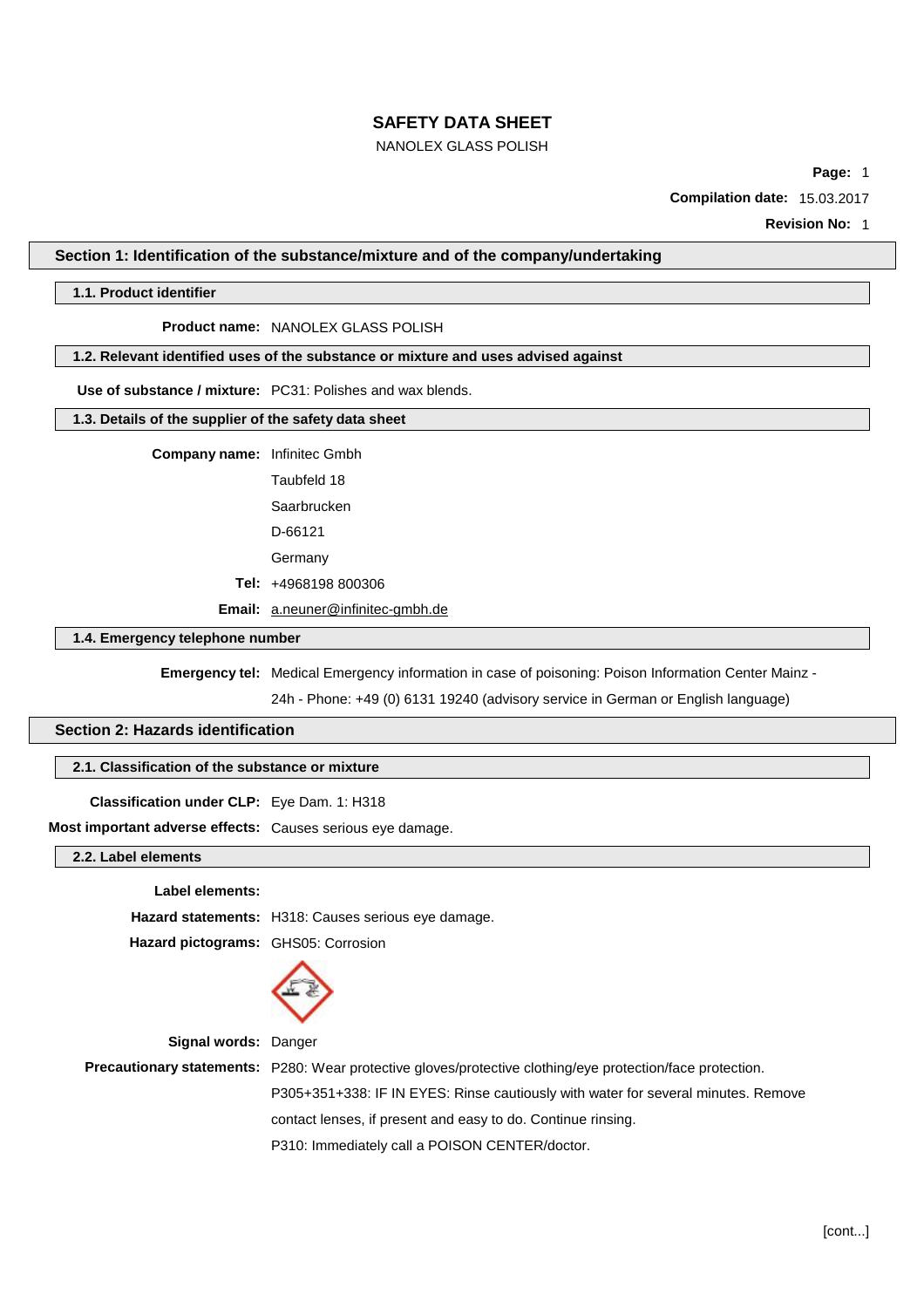# SAFETY DATA SHEET

NANOLEX GLASS POLISH

**Page:** 1

**Compilation date:** 15.03.2017

**Revision No:** 1

## Section 1: Identification of the substance/mixture and of the company/undertaking

### 1.1. Product identifier

**Product name:** NANOLEX GLASS POLISH

### 1.2. Relevant identified uses of the substance or mixture and uses advised against

**Use of substance / mixture:** PC31: Polishes and wax blends.

### 1.3. Details of the supplier of the safety data sheet

**Company name:** Infinitec Gmbh

Taubfeld 18

Saarbrucken

D-66121

Germany

**Tel:** +4968198 800306

**Email:** a.neuner@infinitec-gmbh.de

### 1.4. Emergency telephone number

**Emergency tel:** Medical Emergency information in case of poisoning: Poison Information Center Mainz - 24h - Phone: +49 (0) 6131 19240 (advisory service in German or English language)

## Section 2: Hazards identification

### 2.1. Classification of the substance or mixture

**Classification under CLP:** Eye Dam. 1: H318

**Most important adverse effects:** Causes serious eye damage.

### 2.2. Label elements

**Label elements:**

**Hazard statements:** H318: Causes serious eye damage.

**Hazard pictograms:** GHS05: Corrosion

**Signal words:** Danger

**Precautionary statements:** P280: Wear protective gloves/protective clothing/eye protection/face protection.

P305+351+338: IF IN EYES: Rinse cautiously with water for several minutes. Remove contact lenses, if present and easy to do. Continue rinsing.

P310: Immediately call a POISON CENTER/doctor.

[cont...]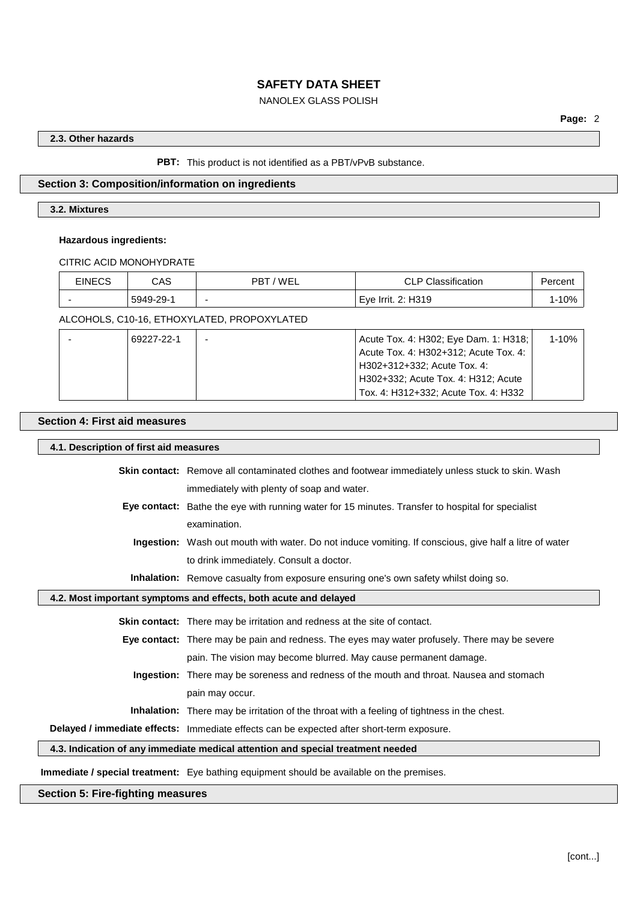### 2.3. Other hazards

**PBT:** This product is not identified as a PBT/vPvB substance.

## Section 3: Composition/information on ingredients

### 3.2. Mixtures

**Hazardous ingredients:**

CITRIC ACID MONOHYDRATE

| EINECS | CAS | PBT / WEL | CLP Classification | Percent |
|---|---|---|---|---|
| - | 5949-29-1 | - | Eye Irrit. 2: H319 | 1-10% |

ALCOHOLS, C10-16, ETHOXYLATED, PROPOXYLATED

| EINECS | CAS | PBT / WEL | CLP Classification | Percent |
|---|---|---|---|---|
| - | 69227-22-1 | - | Acute Tox. 4: H302; Eye Dam. 1: H318; Acute Tox. 4: H302+312; Acute Tox. 4: H302+312+332; Acute Tox. 4: H302+332; Acute Tox. 4: H312; Acute Tox. 4: H312+332; Acute Tox. 4: H332 | 1-10% |

## Section 4: First aid measures

### 4.1. Description of first aid measures

**Skin contact:** Remove all contaminated clothes and footwear immediately unless stuck to skin. Wash immediately with plenty of soap and water.

**Eye contact:** Bathe the eye with running water for 15 minutes. Transfer to hospital for specialist examination.

**Ingestion:** Wash out mouth with water. Do not induce vomiting. If conscious, give half a litre of water to drink immediately. Consult a doctor.

**Inhalation:** Remove casualty from exposure ensuring one's own safety whilst doing so.

### 4.2. Most important symptoms and effects, both acute and delayed

**Skin contact:** There may be irritation and redness at the site of contact.

**Eye contact:** There may be pain and redness. The eyes may water profusely. There may be severe pain. The vision may become blurred. May cause permanent damage.

**Ingestion:** There may be soreness and redness of the mouth and throat. Nausea and stomach pain may occur.

**Inhalation:** There may be irritation of the throat with a feeling of tightness in the chest.

**Delayed / immediate effects:** Immediate effects can be expected after short-term exposure.

### 4.3. Indication of any immediate medical attention and special treatment needed

**Immediate / special treatment:** Eye bathing equipment should be available on the premises.

## Section 5: Fire-fighting measures

[cont...]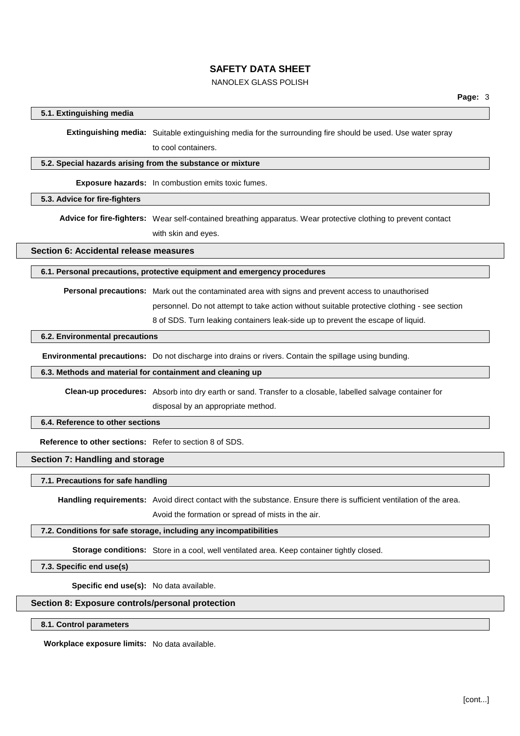### 5.1. Extinguishing media

**Extinguishing media:** Suitable extinguishing media for the surrounding fire should be used. Use water spray to cool containers.

### 5.2. Special hazards arising from the substance or mixture

**Exposure hazards:** In combustion emits toxic fumes.

### 5.3. Advice for fire-fighters

**Advice for fire-fighters:** Wear self-contained breathing apparatus. Wear protective clothing to prevent contact with skin and eyes.

## Section 6: Accidental release measures

### 6.1. Personal precautions, protective equipment and emergency procedures

**Personal precautions:** Mark out the contaminated area with signs and prevent access to unauthorised personnel. Do not attempt to take action without suitable protective clothing - see section 8 of SDS. Turn leaking containers leak-side up to prevent the escape of liquid.

### 6.2. Environmental precautions

**Environmental precautions:** Do not discharge into drains or rivers. Contain the spillage using bunding.

### 6.3. Methods and material for containment and cleaning up

**Clean-up procedures:** Absorb into dry earth or sand. Transfer to a closable, labelled salvage container for disposal by an appropriate method.

### 6.4. Reference to other sections

**Reference to other sections:** Refer to section 8 of SDS.

## Section 7: Handling and storage

### 7.1. Precautions for safe handling

**Handling requirements:** Avoid direct contact with the substance. Ensure there is sufficient ventilation of the area. Avoid the formation or spread of mists in the air.

### 7.2. Conditions for safe storage, including any incompatibilities

**Storage conditions:** Store in a cool, well ventilated area. Keep container tightly closed.

### 7.3. Specific end use(s)

**Specific end use(s):** No data available.

## Section 8: Exposure controls/personal protection

### 8.1. Control parameters

**Workplace exposure limits:** No data available.

[cont...]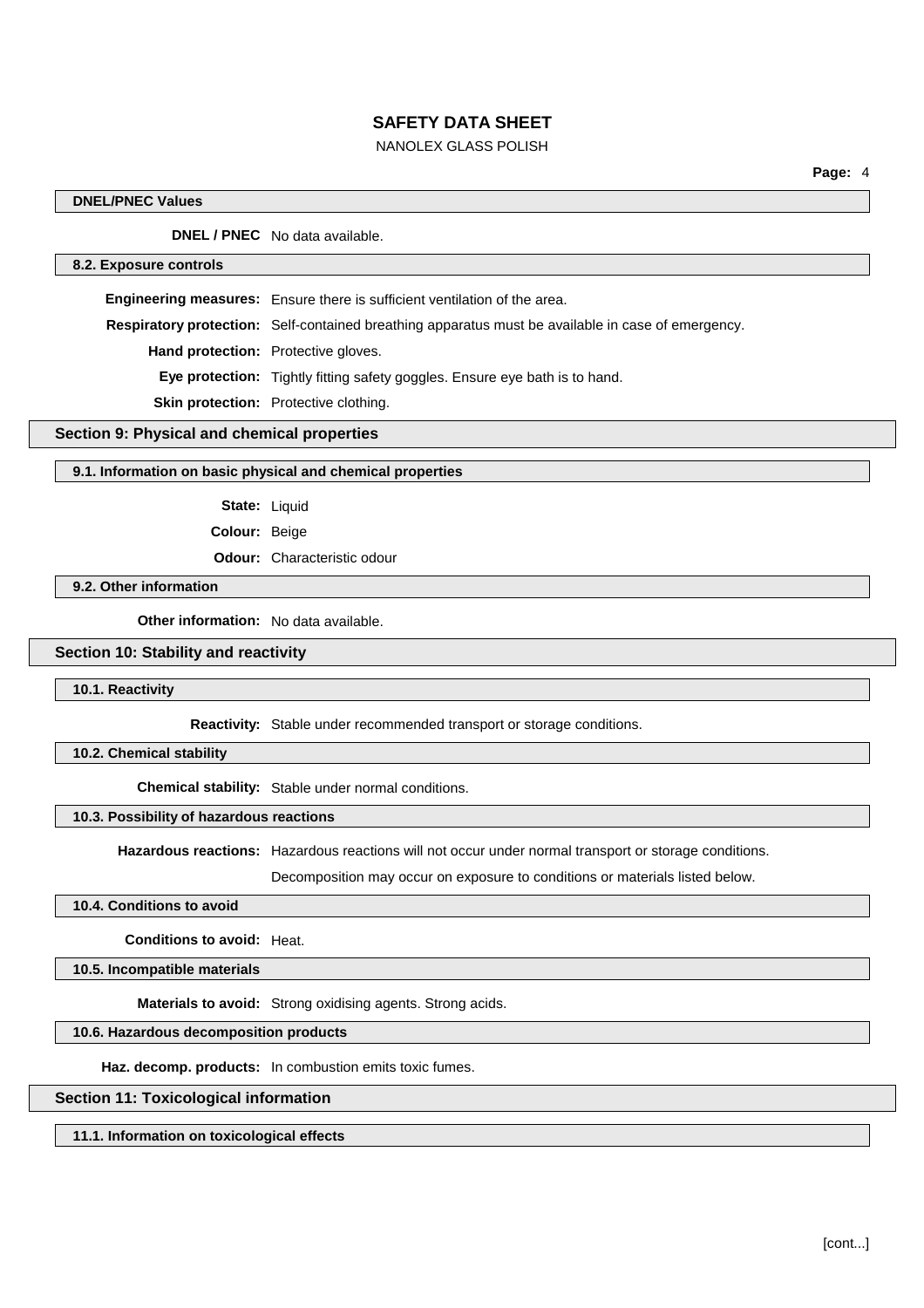#### DNEL/PNEC Values

**DNEL / PNEC** No data available.

#### 8.2. Exposure controls

**Engineering measures:** Ensure there is sufficient ventilation of the area.

**Respiratory protection:** Self-contained breathing apparatus must be available in case of emergency.

**Hand protection:** Protective gloves.

**Eye protection:** Tightly fitting safety goggles. Ensure eye bath is to hand.

**Skin protection:** Protective clothing.

## Section 9: Physical and chemical properties

#### 9.1. Information on basic physical and chemical properties

**State:** Liquid

**Colour:** Beige

**Odour:** Characteristic odour

#### 9.2. Other information

**Other information:** No data available.

## Section 10: Stability and reactivity

#### 10.1. Reactivity

**Reactivity:** Stable under recommended transport or storage conditions.

#### 10.2. Chemical stability

**Chemical stability:** Stable under normal conditions.

#### 10.3. Possibility of hazardous reactions

**Hazardous reactions:** Hazardous reactions will not occur under normal transport or storage conditions.

Decomposition may occur on exposure to conditions or materials listed below.

#### 10.4. Conditions to avoid

**Conditions to avoid:** Heat.

#### 10.5. Incompatible materials

**Materials to avoid:** Strong oxidising agents. Strong acids.

#### 10.6. Hazardous decomposition products

**Haz. decomp. products:** In combustion emits toxic fumes.

## Section 11: Toxicological information

#### 11.1. Information on toxicological effects

[cont...]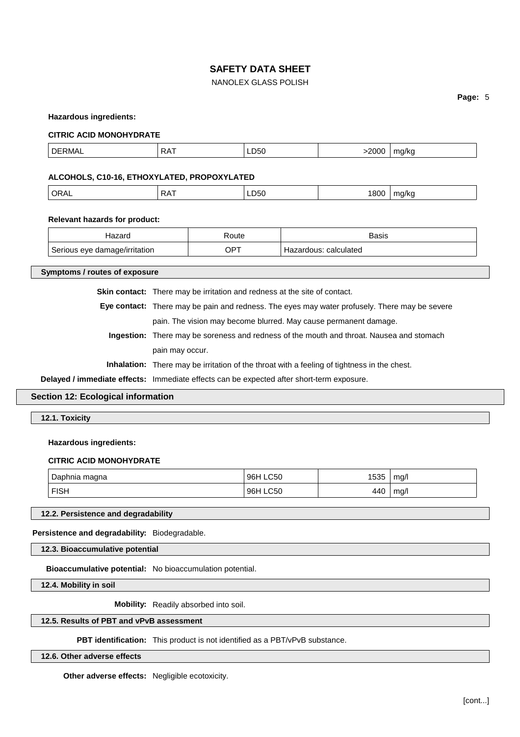**Hazardous ingredients:**

**CITRIC ACID MONOHYDRATE**

| DERMAL | RAT | LD50 | >2000 | mg/kg |
|---|---|---|---|---|

**ALCOHOLS, C10-16, ETHOXYLATED, PROPOXYLATED**

| ORAL | RAT | LD50 | 1800 | mg/kg |
|---|---|---|---|---|

**Relevant hazards for product:**

| Hazard | Route | Basis |
|---|---|---|
| Serious eye damage/irritation | OPT | Hazardous: calculated |

**Symptoms / routes of exposure**

**Skin contact:** There may be irritation and redness at the site of contact.

**Eye contact:** There may be pain and redness. The eyes may water profusely. There may be severe pain. The vision may become blurred. May cause permanent damage.

**Ingestion:** There may be soreness and redness of the mouth and throat. Nausea and stomach pain may occur.

**Inhalation:** There may be irritation of the throat with a feeling of tightness in the chest.

**Delayed / immediate effects:** Immediate effects can be expected after short-term exposure.

## Section 12: Ecological information

### 12.1. Toxicity

**Hazardous ingredients:**

**CITRIC ACID MONOHYDRATE**

| Daphnia magna | 96H LC50 | 1535 | mg/l |
|---|---|---|---|
| FISH | 96H LC50 | 440 | mg/l |

### 12.2. Persistence and degradability

**Persistence and degradability:** Biodegradable.

### 12.3. Bioaccumulative potential

**Bioaccumulative potential:** No bioaccumulation potential.

### 12.4. Mobility in soil

**Mobility:** Readily absorbed into soil.

### 12.5. Results of PBT and vPvB assessment

**PBT identification:** This product is not identified as a PBT/vPvB substance.

### 12.6. Other adverse effects

**Other adverse effects:** Negligible ecotoxicity.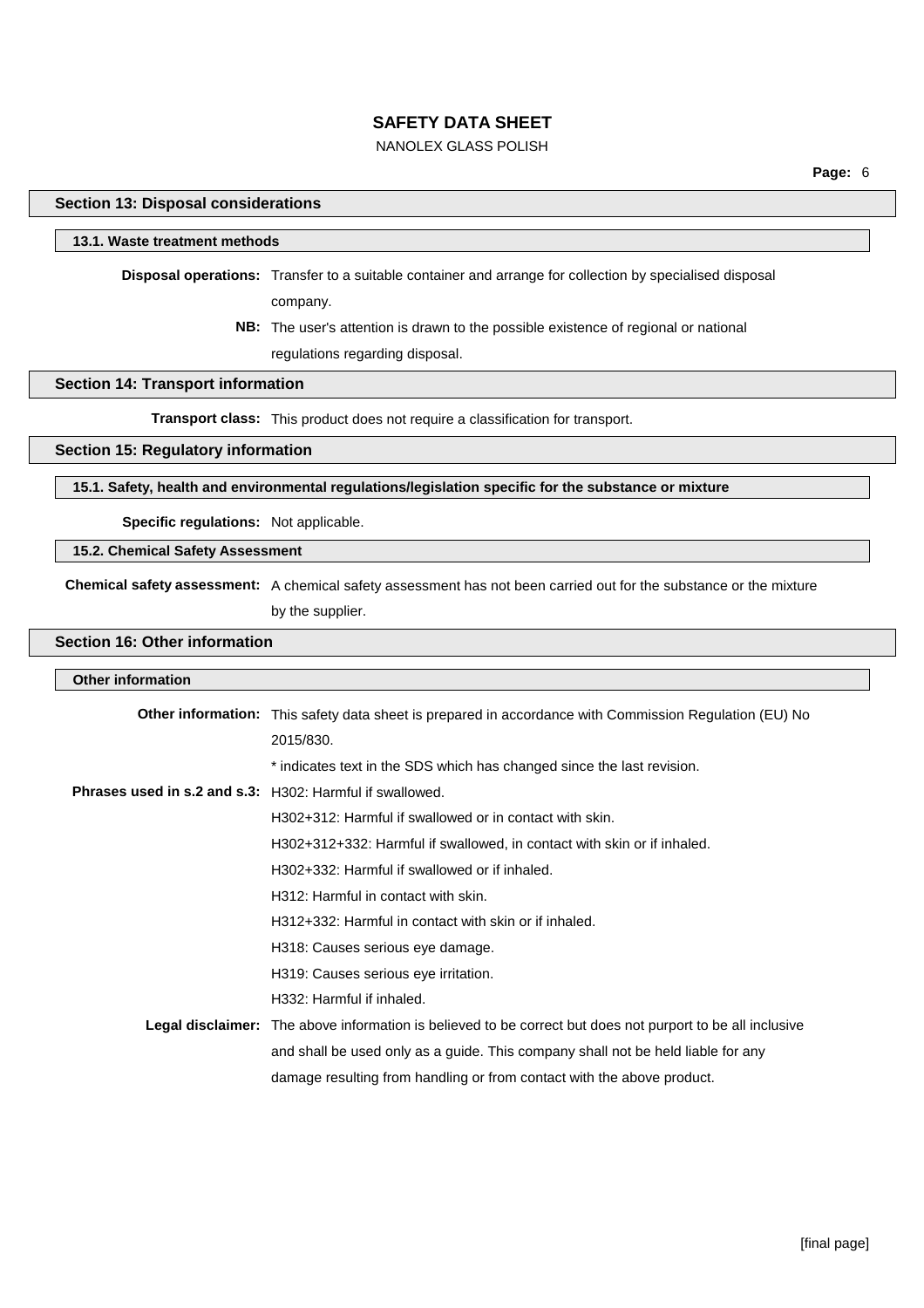## Section 13: Disposal considerations

### 13.1. Waste treatment methods

**Disposal operations:** Transfer to a suitable container and arrange for collection by specialised disposal company.

**NB:** The user's attention is drawn to the possible existence of regional or national regulations regarding disposal.

## Section 14: Transport information

**Transport class:** This product does not require a classification for transport.

## Section 15: Regulatory information

### 15.1. Safety, health and environmental regulations/legislation specific for the substance or mixture

**Specific regulations:** Not applicable.

### 15.2. Chemical Safety Assessment

**Chemical safety assessment:** A chemical safety assessment has not been carried out for the substance or the mixture by the supplier.

## Section 16: Other information

### Other information

**Other information:** This safety data sheet is prepared in accordance with Commission Regulation (EU) No 2015/830.

* indicates text in the SDS which has changed since the last revision.

**Phrases used in s.2 and s.3:** H302: Harmful if swallowed.

H302+312: Harmful if swallowed or in contact with skin.

H302+312+332: Harmful if swallowed, in contact with skin or if inhaled.

H302+332: Harmful if swallowed or if inhaled.

H312: Harmful in contact with skin.

H312+332: Harmful in contact with skin or if inhaled.

H318: Causes serious eye damage.

H319: Causes serious eye irritation.

H332: Harmful if inhaled.

**Legal disclaimer:** The above information is believed to be correct but does not purport to be all inclusive and shall be used only as a guide. This company shall not be held liable for any damage resulting from handling or from contact with the above product.

[final page]